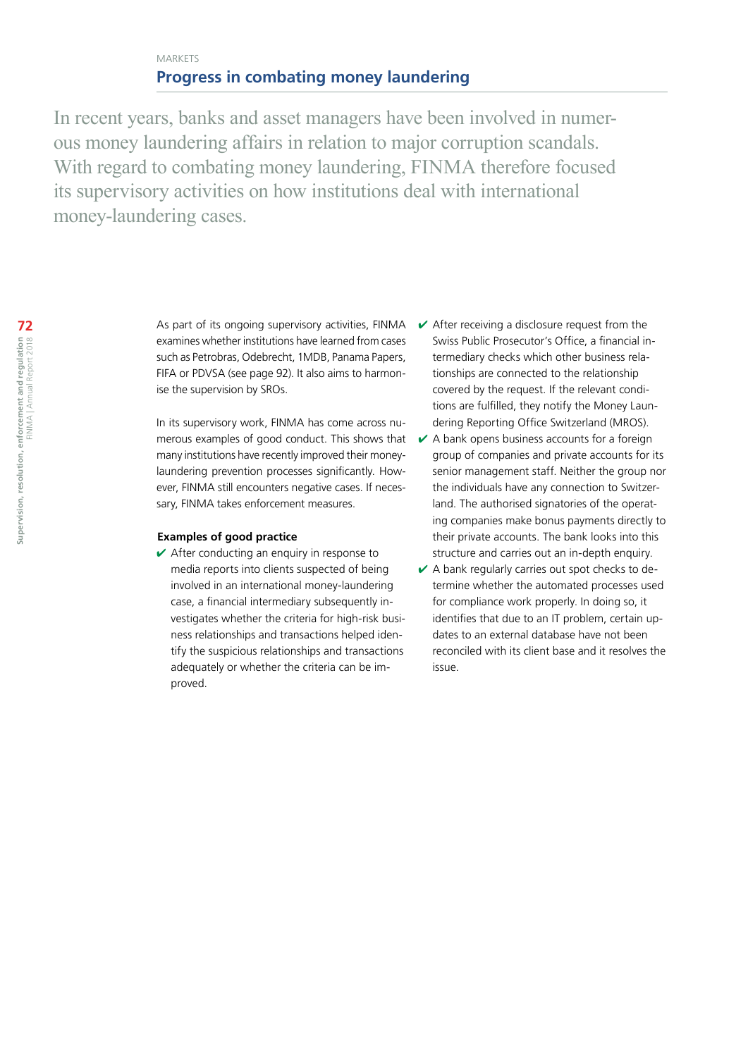MARKETS

## Progress in combating money laundering

In recent years, banks and asset managers have been involved in numerous money laundering affairs in relation to major corruption scandals. With regard to combating money laundering, FINMA therefore focused its supervisory activities on how institutions deal with international money-laundering cases.

As part of its ongoing supervisory activities, FINMA examines whether institutions have learned from cases such as Petrobras, Odebrecht, 1MDB, Panama Papers, FIFA or PDVSA (see page 92). It also aims to harmonise the supervision by SROs.

In its supervisory work, FINMA has come across numerous examples of good conduct. This shows that many institutions have recently improved their money-laundering prevention processes significantly. However, FINMA still encounters negative cases. If necessary, FINMA takes enforcement measures.

**Examples of good practice**

- ✔ After conducting an enquiry in response to media reports into clients suspected of being involved in an international money-laundering case, a financial intermediary subsequently investigates whether the criteria for high-risk business relationships and transactions helped identify the suspicious relationships and transactions adequately or whether the criteria can be improved.
- ✔ After receiving a disclosure request from the Swiss Public Prosecutor's Office, a financial intermediary checks which other business relationships are connected to the relationship covered by the request. If the relevant conditions are fulfilled, they notify the Money Laundering Reporting Office Switzerland (MROS).
- ✔ A bank opens business accounts for a foreign group of companies and private accounts for its senior management staff. Neither the group nor the individuals have any connection to Switzerland. The authorised signatories of the operating companies make bonus payments directly to their private accounts. The bank looks into this structure and carries out an in-depth enquiry.
- ✔ A bank regularly carries out spot checks to determine whether the automated processes used for compliance work properly. In doing so, it identifies that due to an IT problem, certain updates to an external database have not been reconciled with its client base and it resolves the issue.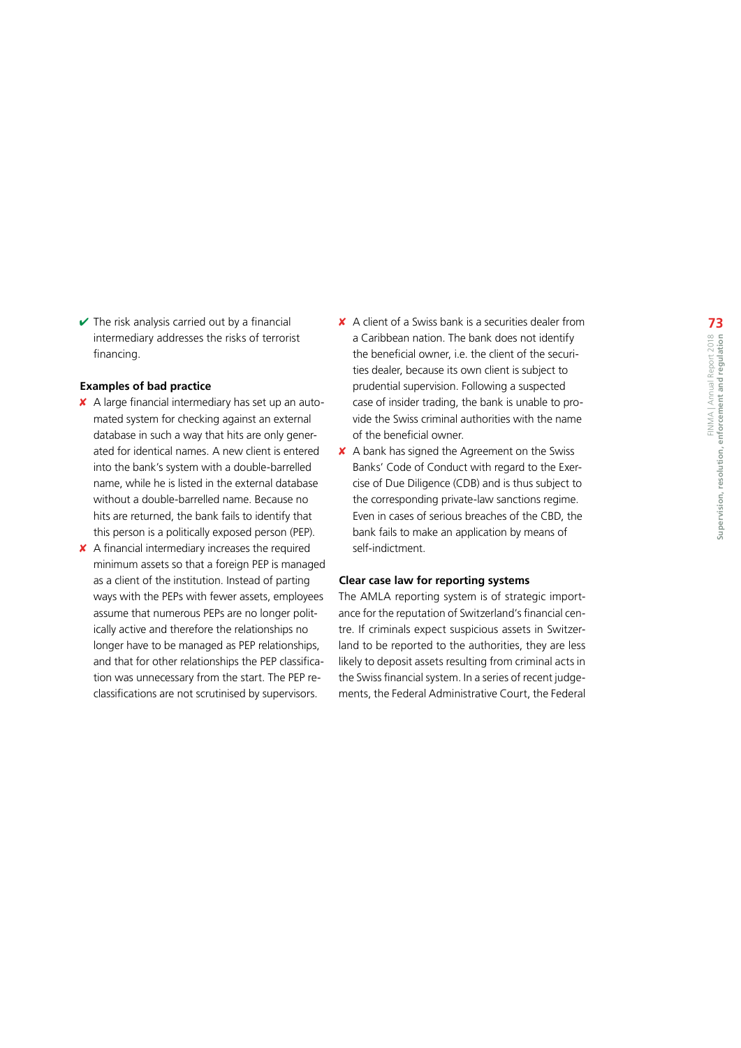- ✔ The risk analysis carried out by a financial intermediary addresses the risks of terrorist financing.

**Examples of bad practice**

- ✘ A large financial intermediary has set up an automated system for checking against an external database in such a way that hits are only generated for identical names. A new client is entered into the bank's system with a double-barrelled name, while he is listed in the external database without a double-barrelled name. Because no hits are returned, the bank fails to identify that this person is a politically exposed person (PEP).
- ✘ A financial intermediary increases the required minimum assets so that a foreign PEP is managed as a client of the institution. Instead of parting ways with the PEPs with fewer assets, employees assume that numerous PEPs are no longer politically active and therefore the relationships no longer have to be managed as PEP relationships, and that for other relationships the PEP classification was unnecessary from the start. The PEP reclassifications are not scrutinised by supervisors.
- ✘ A client of a Swiss bank is a securities dealer from a Caribbean nation. The bank does not identify the beneficial owner, i.e. the client of the securities dealer, because its own client is subject to prudential supervision. Following a suspected case of insider trading, the bank is unable to provide the Swiss criminal authorities with the name of the beneficial owner.
- ✘ A bank has signed the Agreement on the Swiss Banks' Code of Conduct with regard to the Exercise of Due Diligence (CDB) and is thus subject to the corresponding private-law sanctions regime. Even in cases of serious breaches of the CBD, the bank fails to make an application by means of self-indictment.

**Clear case law for reporting systems**

The AMLA reporting system is of strategic importance for the reputation of Switzerland's financial centre. If criminals expect suspicious assets in Switzerland to be reported to the authorities, they are less likely to deposit assets resulting from criminal acts in the Swiss financial system. In a series of recent judgements, the Federal Administrative Court, the Federal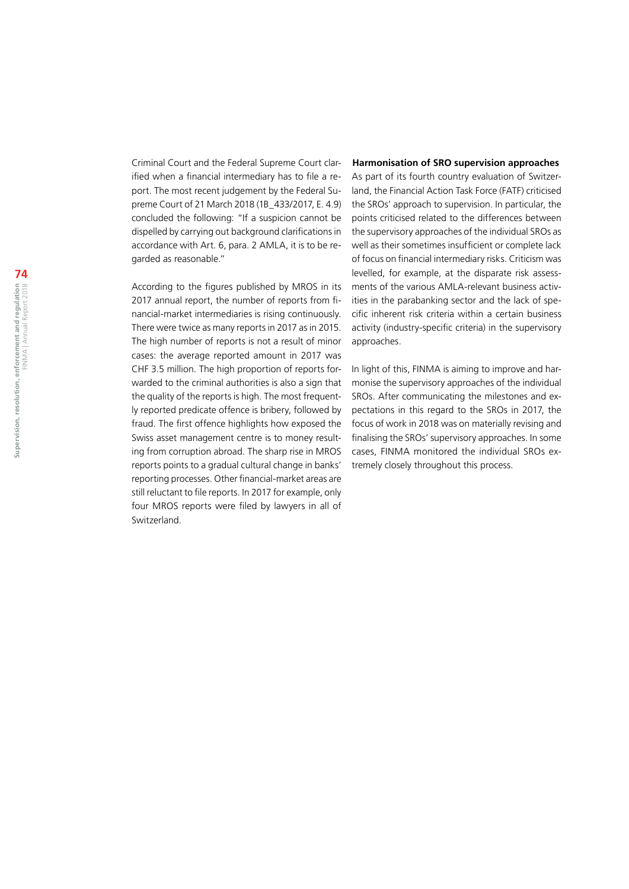Criminal Court and the Federal Supreme Court clarified when a financial intermediary has to file a report. The most recent judgement by the Federal Supreme Court of 21 March 2018 (1B_433/2017, E. 4.9) concluded the following: "If a suspicion cannot be dispelled by carrying out background clarifications in accordance with Art. 6, para. 2 AMLA, it is to be regarded as reasonable."

According to the figures published by MROS in its 2017 annual report, the number of reports from financial-market intermediaries is rising continuously. There were twice as many reports in 2017 as in 2015. The high number of reports is not a result of minor cases: the average reported amount in 2017 was CHF 3.5 million. The high proportion of reports forwarded to the criminal authorities is also a sign that the quality of the reports is high. The most frequently reported predicate offence is bribery, followed by fraud. The first offence highlights how exposed the Swiss asset management centre is to money resulting from corruption abroad. The sharp rise in MROS reports points to a gradual cultural change in banks' reporting processes. Other financial-market areas are still reluctant to file reports. In 2017 for example, only four MROS reports were filed by lawyers in all of Switzerland.

**Harmonisation of SRO supervision approaches**

As part of its fourth country evaluation of Switzerland, the Financial Action Task Force (FATF) criticised the SROs' approach to supervision. In particular, the points criticised related to the differences between the supervisory approaches of the individual SROs as well as their sometimes insufficient or complete lack of focus on financial intermediary risks. Criticism was levelled, for example, at the disparate risk assessments of the various AMLA-relevant business activities in the parabanking sector and the lack of specific inherent risk criteria within a certain business activity (industry-specific criteria) in the supervisory approaches.

In light of this, FINMA is aiming to improve and harmonise the supervisory approaches of the individual SROs. After communicating the milestones and expectations in this regard to the SROs in 2017, the focus of work in 2018 was on materially revising and finalising the SROs' supervisory approaches. In some cases, FINMA monitored the individual SROs extremely closely throughout this process.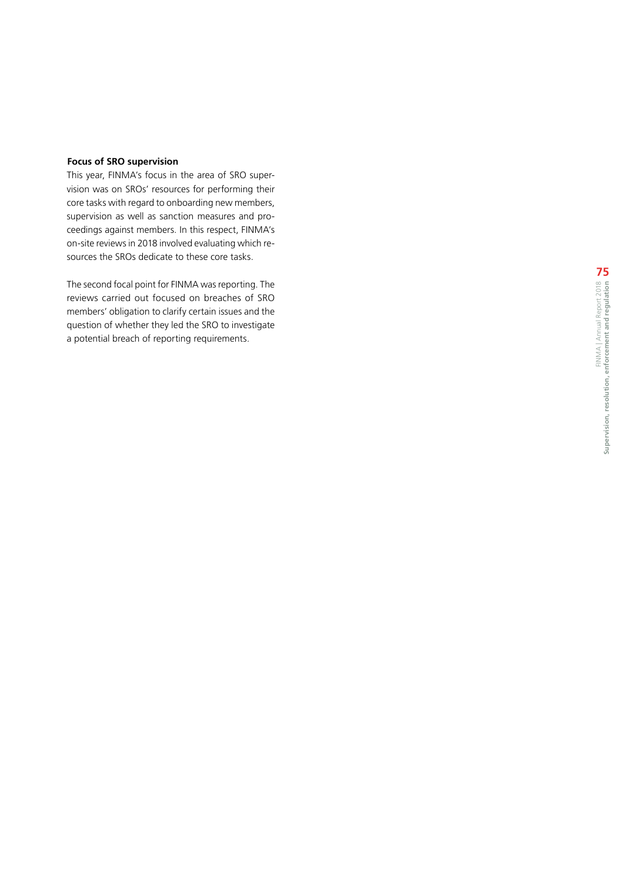### Focus of SRO supervision

This year, FINMA's focus in the area of SRO supervision was on SROs' resources for performing their core tasks with regard to onboarding new members, supervision as well as sanction measures and proceedings against members. In this respect, FINMA's on-site reviews in 2018 involved evaluating which resources the SROs dedicate to these core tasks.

The second focal point for FINMA was reporting. The reviews carried out focused on breaches of SRO members' obligation to clarify certain issues and the question of whether they led the SRO to investigate a potential breach of reporting requirements.